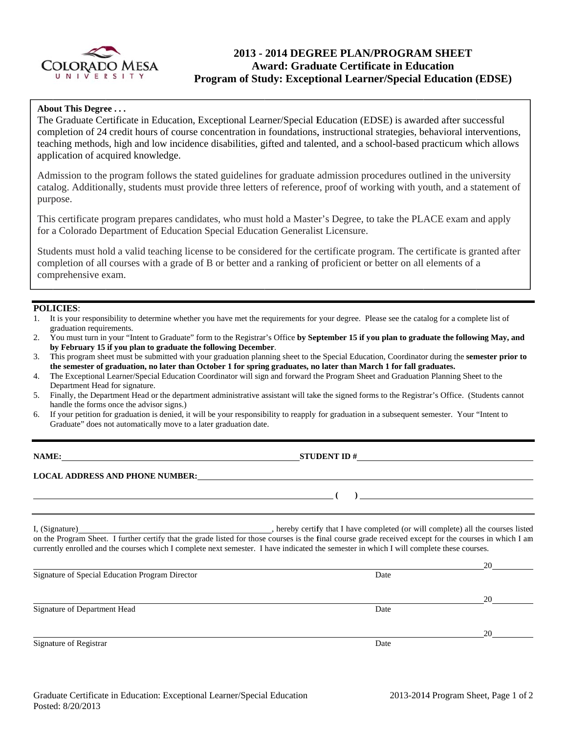# 2013 - 2014 DEGREE PLAN/PROGRAM SHEET
## Award: Graduate Certificate in Education
## Program of Study: Exceptional Learner/Special Education (EDSE)

**About This Degree . . .**

The Graduate Certificate in Education, Exceptional Learner/Special Education (EDSE) is awarded after successful completion of 24 credit hours of course concentration in foundations, instructional strategies, behavioral interventions, teaching methods, high and low incidence disabilities, gifted and talented, and a school-based practicum which allows application of acquired knowledge.

Admission to the program follows the stated guidelines for graduate admission procedures outlined in the university catalog. Additionally, students must provide three letters of reference, proof of working with youth, and a statement of purpose.

This certificate program prepares candidates, who must hold a Master's Degree, to take the PLACE exam and apply for a Colorado Department of Education Special Education Generalist Licensure.

Students must hold a valid teaching license to be considered for the certificate program. The certificate is granted after completion of all courses with a grade of B or better and a ranking of proficient or better on all elements of a comprehensive exam.

**POLICIES**:

1. It is your responsibility to determine whether you have met the requirements for your degree. Please see the catalog for a complete list of graduation requirements.
2. You must turn in your "Intent to Graduate" form to the Registrar's Office **by September 15 if you plan to graduate the following May, and by February 15 if you plan to graduate the following December**.
3. This program sheet must be submitted with your graduation planning sheet to the Special Education, Coordinator during the **semester prior to the semester of graduation, no later than October 1 for spring graduates, no later than March 1 for fall graduates.**
4. The Exceptional Learner/Special Education Coordinator will sign and forward the Program Sheet and Graduation Planning Sheet to the Department Head for signature.
5. Finally, the Department Head or the department administrative assistant will take the signed forms to the Registrar's Office. (Students cannot handle the forms once the advisor signs.)
6. If your petition for graduation is denied, it will be your responsibility to reapply for graduation in a subsequent semester. Your "Intent to Graduate" does not automatically move to a later graduation date.

**NAME:** ______________________________ **STUDENT ID #** ______________________________

**LOCAL ADDRESS AND PHONE NUMBER:** ______________________________

______________________________ **(    )** ______________________________

I, (Signature) ______________________________, hereby certify that I have completed (or will complete) all the courses listed on the Program Sheet. I further certify that the grade listed for those courses is the final course grade received except for the courses in which I am currently enrolled and the courses which I complete next semester. I have indicated the semester in which I will complete these courses.

______________________________ 20______
Signature of Special Education Program Director — Date

______________________________ 20______
Signature of Department Head — Date

______________________________ 20______
Signature of Registrar — Date

Graduate Certificate in Education: Exceptional Learner/Special Education
Posted: 8/20/2013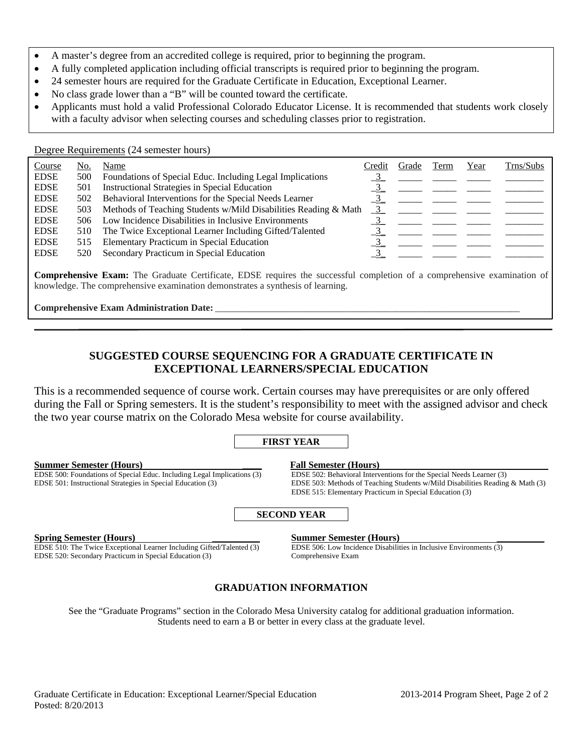- A master's degree from an accredited college is required, prior to beginning the program.
- A fully completed application including official transcripts is required prior to beginning the program.
- 24 semester hours are required for the Graduate Certificate in Education, Exceptional Learner.
- No class grade lower than a "B" will be counted toward the certificate.
- Applicants must hold a valid Professional Colorado Educator License. It is recommended that students work closely with a faculty advisor when selecting courses and scheduling classes prior to registration.

Degree Requirements (24 semester hours)

| Course | No. | Name | Credit | Grade | Term | Year | Trns/Subs |
|---|---|---|---|---|---|---|---|
| EDSE | 500 | Foundations of Special Educ. Including Legal Implications | 3 | | | | |
| EDSE | 501 | Instructional Strategies in Special Education | 3 | | | | |
| EDSE | 502 | Behavioral Interventions for the Special Needs Learner | 3 | | | | |
| EDSE | 503 | Methods of Teaching Students w/Mild Disabilities Reading & Math | 3 | | | | |
| EDSE | 506 | Low Incidence Disabilities in Inclusive Environments | 3 | | | | |
| EDSE | 510 | The Twice Exceptional Learner Including Gifted/Talented | 3 | | | | |
| EDSE | 515 | Elementary Practicum in Special Education | 3 | | | | |
| EDSE | 520 | Secondary Practicum in Special Education | 3 | | | | |

**Comprehensive Exam:** The Graduate Certificate, EDSE requires the successful completion of a comprehensive examination of knowledge. The comprehensive examination demonstrates a synthesis of learning.

**Comprehensive Exam Administration Date:** ______________________________

## SUGGESTED COURSE SEQUENCING FOR A GRADUATE CERTIFICATE IN EXCEPTIONAL LEARNERS/SPECIAL EDUCATION

This is a recommended sequence of course work. Certain courses may have prerequisites or are only offered during the Fall or Spring semesters. It is the student's responsibility to meet with the assigned advisor and check the two year course matrix on the Colorado Mesa website for course availability.

### FIRST YEAR

**Summer Semester (Hours)**

EDSE 500: Foundations of Special Educ. Including Legal Implications (3)
EDSE 501: Instructional Strategies in Special Education (3)

**Fall Semester (Hours)**

EDSE 502: Behavioral Interventions for the Special Needs Learner (3)
EDSE 503: Methods of Teaching Students w/Mild Disabilities Reading & Math (3)
EDSE 515: Elementary Practicum in Special Education (3)

### SECOND YEAR

**Spring Semester (Hours)**

EDSE 510: The Twice Exceptional Learner Including Gifted/Talented (3)
EDSE 520: Secondary Practicum in Special Education (3)

**Summer Semester (Hours)**

EDSE 506: Low Incidence Disabilities in Inclusive Environments (3)
Comprehensive Exam

## GRADUATION INFORMATION

See the "Graduate Programs" section in the Colorado Mesa University catalog for additional graduation information. Students need to earn a B or better in every class at the graduate level.

Graduate Certificate in Education: Exceptional Learner/Special Education
Posted: 8/20/2013